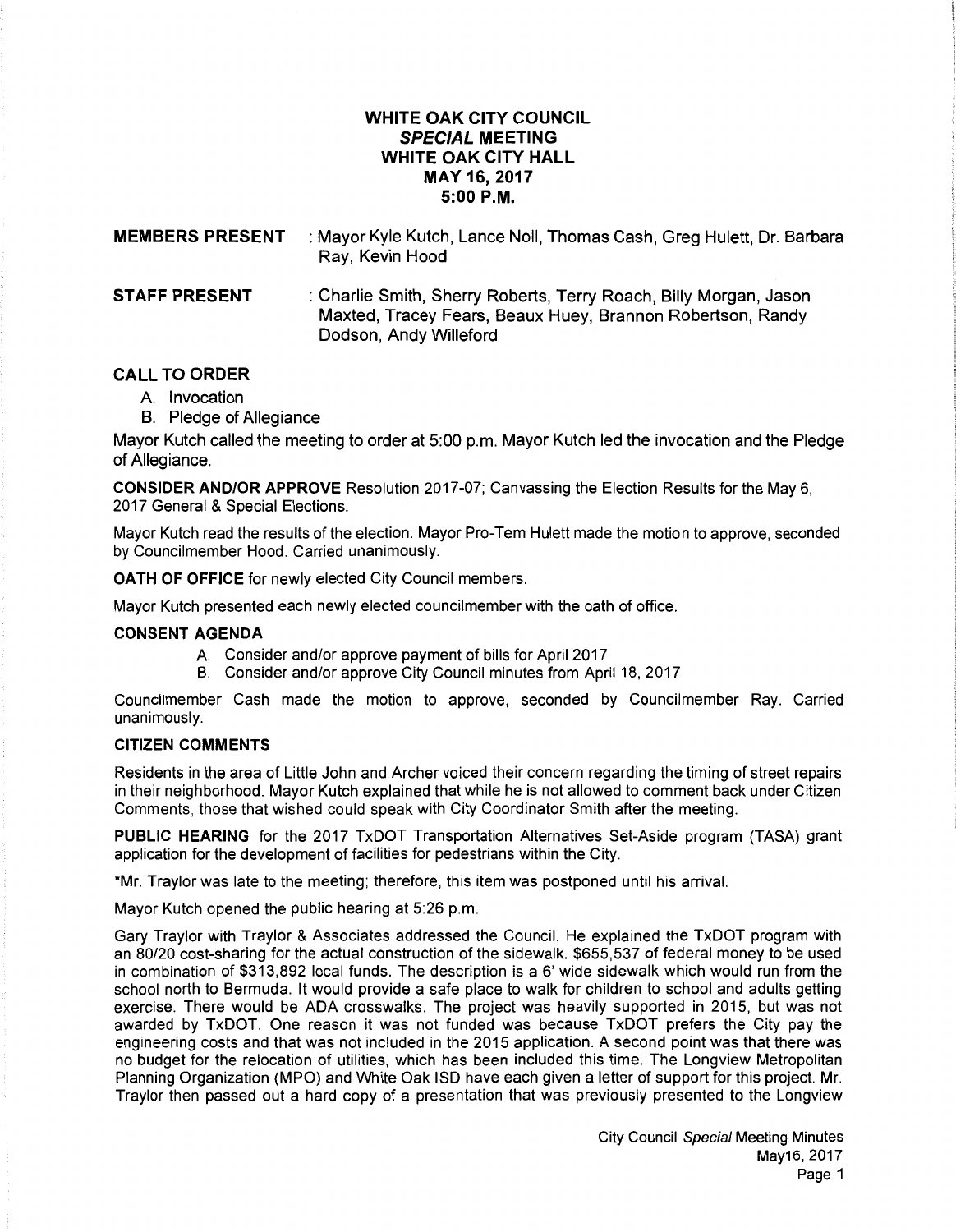# WHITE OAK CITY COUNCIL
## *SPECIAL* MEETING
## WHITE OAK CITY HALL
## MAY 16, 2017
## 5:00 P.M.

**MEMBERS PRESENT** : Mayor Kyle Kutch, Lance Noll, Thomas Cash, Greg Hulett, Dr. Barbara Ray, Kevin Hood

**STAFF PRESENT** : Charlie Smith, Sherry Roberts, Terry Roach, Billy Morgan, Jason Maxted, Tracey Fears, Beaux Huey, Brannon Robertson, Randy Dodson, Andy Willeford

### CALL TO ORDER

A. Invocation
B. Pledge of Allegiance

Mayor Kutch called the meeting to order at 5:00 p.m. Mayor Kutch led the invocation and the Pledge of Allegiance.

**CONSIDER AND/OR APPROVE** Resolution 2017-07; Canvassing the Election Results for the May 6, 2017 General & Special Elections.

Mayor Kutch read the results of the election. Mayor Pro-Tem Hulett made the motion to approve, seconded by Councilmember Hood. Carried unanimously.

**OATH OF OFFICE** for newly elected City Council members.

Mayor Kutch presented each newly elected councilmember with the oath of office.

### CONSENT AGENDA

A. Consider and/or approve payment of bills for April 2017
B. Consider and/or approve City Council minutes from April 18, 2017

Councilmember Cash made the motion to approve, seconded by Councilmember Ray. Carried unanimously.

### CITIZEN COMMENTS

Residents in the area of Little John and Archer voiced their concern regarding the timing of street repairs in their neighborhood. Mayor Kutch explained that while he is not allowed to comment back under Citizen Comments, those that wished could speak with City Coordinator Smith after the meeting.

**PUBLIC HEARING** for the 2017 TxDOT Transportation Alternatives Set-Aside program (TASA) grant application for the development of facilities for pedestrians within the City.

*Mr. Traylor was late to the meeting; therefore, this item was postponed until his arrival.

Mayor Kutch opened the public hearing at 5:26 p.m.

Gary Traylor with Traylor & Associates addressed the Council. He explained the TxDOT program with an 80/20 cost-sharing for the actual construction of the sidewalk. $655,537 of federal money to be used in combination of $313,892 local funds. The description is a 6' wide sidewalk which would run from the school north to Bermuda. It would provide a safe place to walk for children to school and adults getting exercise. There would be ADA crosswalks. The project was heavily supported in 2015, but was not awarded by TxDOT. One reason it was not funded was because TxDOT prefers the City pay the engineering costs and that was not included in the 2015 application. A second point was that there was no budget for the relocation of utilities, which has been included this time. The Longview Metropolitan Planning Organization (MPO) and White Oak ISD have each given a letter of support for this project. Mr. Traylor then passed out a hard copy of a presentation that was previously presented to the Longview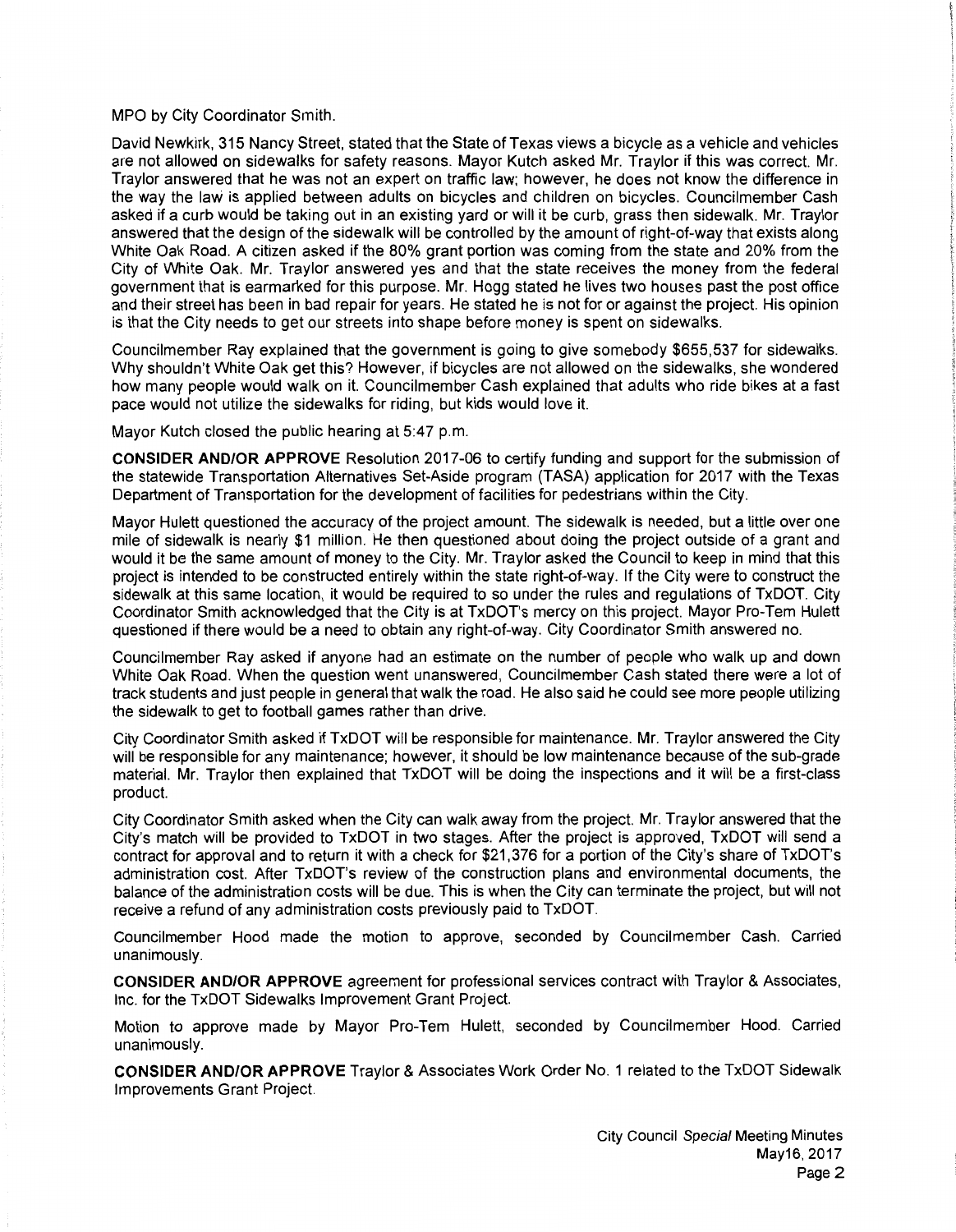MPO by City Coordinator Smith.

David Newkirk, 315 Nancy Street, stated that the State of Texas views a bicycle as a vehicle and vehicles are not allowed on sidewalks for safety reasons. Mayor Kutch asked Mr. Traylor if this was correct. Mr. Traylor answered that he was not an expert on traffic law; however, he does not know the difference in the way the law is applied between adults on bicycles and children on bicycles. Councilmember Cash asked if a curb would be taking out in an existing yard or will it be curb, grass then sidewalk. Mr. Traylor answered that the design of the sidewalk will be controlled by the amount of right-of-way that exists along White Oak Road. A citizen asked if the 80% grant portion was coming from the state and 20% from the City of White Oak. Mr. Traylor answered yes and that the state receives the money from the federal government that is earmarked for this purpose. Mr. Hogg stated he lives two houses past the post office and their street has been in bad repair for years. He stated he is not for or against the project. His opinion is that the City needs to get our streets into shape before money is spent on sidewalks.

Councilmember Ray explained that the government is going to give somebody $655,537 for sidewalks. Why shouldn't White Oak get this? However, if bicycles are not allowed on the sidewalks, she wondered how many people would walk on it. Councilmember Cash explained that adults who ride bikes at a fast pace would not utilize the sidewalks for riding, but kids would love it.

Mayor Kutch closed the public hearing at 5:47 p.m.

**CONSIDER AND/OR APPROVE** Resolution 2017-06 to certify funding and support for the submission of the statewide Transportation Alternatives Set-Aside program (TASA) application for 2017 with the Texas Department of Transportation for the development of facilities for pedestrians within the City.

Mayor Hulett questioned the accuracy of the project amount. The sidewalk is needed, but a little over one mile of sidewalk is nearly $1 million. He then questioned about doing the project outside of a grant and would it be the same amount of money to the City. Mr. Traylor asked the Council to keep in mind that this project is intended to be constructed entirely within the state right-of-way. If the City were to construct the sidewalk at this same location, it would be required to so under the rules and regulations of TxDOT. City Coordinator Smith acknowledged that the City is at TxDOT's mercy on this project. Mayor Pro-Tem Hulett questioned if there would be a need to obtain any right-of-way. City Coordinator Smith answered no.

Councilmember Ray asked if anyone had an estimate on the number of people who walk up and down White Oak Road. When the question went unanswered, Councilmember Cash stated there were a lot of track students and just people in general that walk the road. He also said he could see more people utilizing the sidewalk to get to football games rather than drive.

City Coordinator Smith asked if TxDOT will be responsible for maintenance. Mr. Traylor answered the City will be responsible for any maintenance; however, it should be low maintenance because of the sub-grade material. Mr. Traylor then explained that TxDOT will be doing the inspections and it will be a first-class product.

City Coordinator Smith asked when the City can walk away from the project. Mr. Traylor answered that the City's match will be provided to TxDOT in two stages. After the project is approved, TxDOT will send a contract for approval and to return it with a check for $21,376 for a portion of the City's share of TxDOT's administration cost. After TxDOT's review of the construction plans and environmental documents, the balance of the administration costs will be due. This is when the City can terminate the project, but will not receive a refund of any administration costs previously paid to TxDOT.

Councilmember Hood made the motion to approve, seconded by Councilmember Cash. Carried unanimously.

**CONSIDER AND/OR APPROVE** agreement for professional services contract with Traylor & Associates, Inc. for the TxDOT Sidewalks Improvement Grant Project.

Motion to approve made by Mayor Pro-Tem Hulett, seconded by Councilmember Hood. Carried unanimously.

**CONSIDER AND/OR APPROVE** Traylor & Associates Work Order No. 1 related to the TxDOT Sidewalk Improvements Grant Project.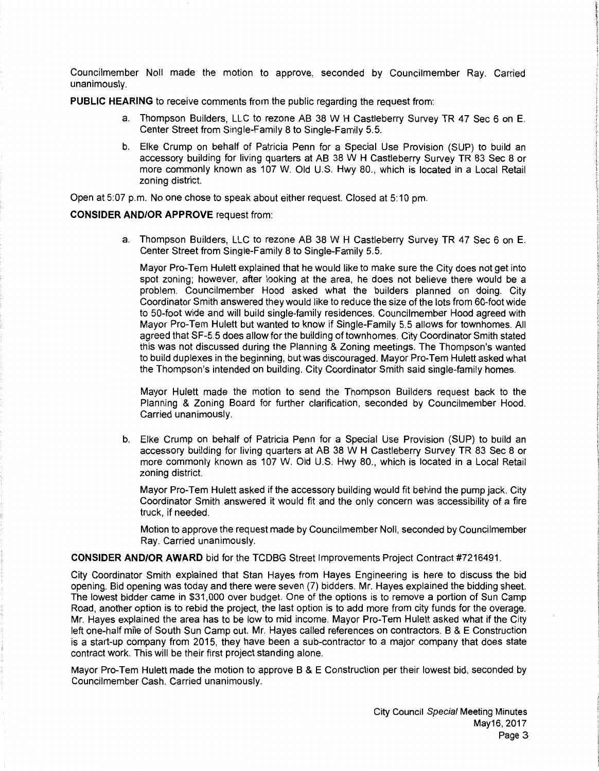Councilmember Noll made the motion to approve, seconded by Councilmember Ray. Carried unanimously.

**PUBLIC HEARING** to receive comments from the public regarding the request from:

a. Thompson Builders, LLC to rezone AB 38 W H Castleberry Survey TR 47 Sec 6 on E. Center Street from Single-Family 8 to Single-Family 5.5.

b. Elke Crump on behalf of Patricia Penn for a Special Use Provision (SUP) to build an accessory building for living quarters at AB 38 W H Castleberry Survey TR 83 Sec 8 or more commonly known as 107 W. Old U.S. Hwy 80., which is located in a Local Retail zoning district.

Open at 5:07 p.m. No one chose to speak about either request. Closed at 5:10 pm.

**CONSIDER AND/OR APPROVE** request from:

a. Thompson Builders, LLC to rezone AB 38 W H Castleberry Survey TR 47 Sec 6 on E. Center Street from Single-Family 8 to Single-Family 5.5.

   Mayor Pro-Tem Hulett explained that he would like to make sure the City does not get into spot zoning; however, after looking at the area, he does not believe there would be a problem. Councilmember Hood asked what the builders planned on doing. City Coordinator Smith answered they would like to reduce the size of the lots from 60-foot wide to 50-foot wide and will build single-family residences. Councilmember Hood agreed with Mayor Pro-Tem Hulett but wanted to know if Single-Family 5.5 allows for townhomes. All agreed that SF-5.5 does allow for the building of townhomes. City Coordinator Smith stated this was not discussed during the Planning & Zoning meetings. The Thompson's wanted to build duplexes in the beginning, but was discouraged. Mayor Pro-Tem Hulett asked what the Thompson's intended on building. City Coordinator Smith said single-family homes.

   Mayor Hulett made the motion to send the Thompson Builders request back to the Planning & Zoning Board for further clarification, seconded by Councilmember Hood. Carried unanimously.

b. Elke Crump on behalf of Patricia Penn for a Special Use Provision (SUP) to build an accessory building for living quarters at AB 38 W H Castleberry Survey TR 83 Sec 8 or more commonly known as 107 W. Old U.S. Hwy 80., which is located in a Local Retail zoning district.

   Mayor Pro-Tem Hulett asked if the accessory building would fit behind the pump jack. City Coordinator Smith answered it would fit and the only concern was accessibility of a fire truck, if needed.

   Motion to approve the request made by Councilmember Noll, seconded by Councilmember Ray. Carried unanimously.

**CONSIDER AND/OR AWARD** bid for the TCDBG Street Improvements Project Contract #7216491.

City Coordinator Smith explained that Stan Hayes from Hayes Engineering is here to discuss the bid opening. Bid opening was today and there were seven (7) bidders. Mr. Hayes explained the bidding sheet. The lowest bidder came in $31,000 over budget. One of the options is to remove a portion of Sun Camp Road, another option is to rebid the project, the last option is to add more from city funds for the overage. Mr. Hayes explained the area has to be low to mid income. Mayor Pro-Tem Hulett asked what if the City left one-half mile of South Sun Camp out. Mr. Hayes called references on contractors. B & E Construction is a start-up company from 2015, they have been a sub-contractor to a major company that does state contract work. This will be their first project standing alone.

Mayor Pro-Tem Hulett made the motion to approve B & E Construction per their lowest bid, seconded by Councilmember Cash. Carried unanimously.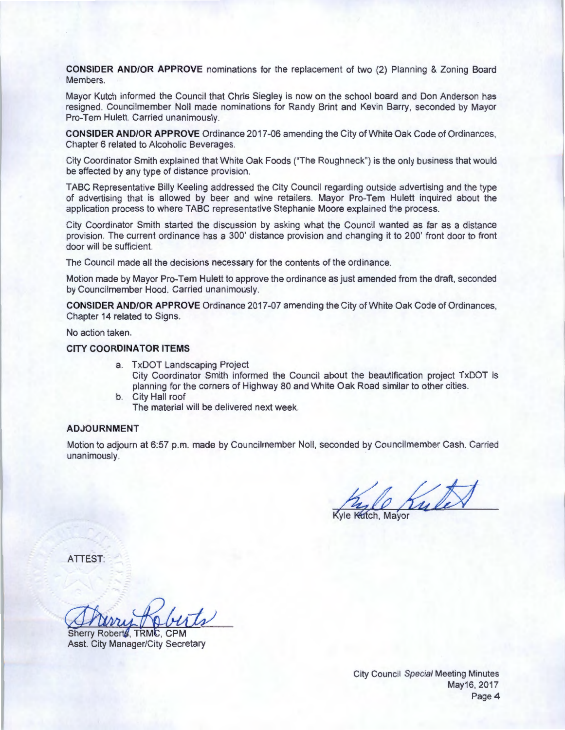**CONSIDER AND/OR APPROVE** nominations for the replacement of two (2) Planning & Zoning Board Members.

Mayor Kutch informed the Council that Chris Siegley is now on the school board and Don Anderson has resigned. Councilmember Noll made nominations for Randy Brint and Kevin Barry, seconded by Mayor Pro-Tem Hulett. Carried unanimously.

**CONSIDER AND/OR APPROVE** Ordinance 2017-06 amending the City of White Oak Code of Ordinances, Chapter 6 related to Alcoholic Beverages.

City Coordinator Smith explained that White Oak Foods ("The Roughneck") is the only business that would be affected by any type of distance provision.

TABC Representative Billy Keeling addressed the City Council regarding outside advertising and the type of advertising that is allowed by beer and wine retailers. Mayor Pro-Tem Hulett inquired about the application process to where TABC representative Stephanie Moore explained the process.

City Coordinator Smith started the discussion by asking what the Council wanted as far as a distance provision. The current ordinance has a 300' distance provision and changing it to 200' front door to front door will be sufficient.

The Council made all the decisions necessary for the contents of the ordinance.

Motion made by Mayor Pro-Tem Hulett to approve the ordinance as just amended from the draft, seconded by Councilmember Hood. Carried unanimously.

**CONSIDER AND/OR APPROVE** Ordinance 2017-07 amending the City of White Oak Code of Ordinances, Chapter 14 related to Signs.

No action taken.

**CITY COORDINATOR ITEMS**

a. TxDOT Landscaping Project
   City Coordinator Smith informed the Council about the beautification project TxDOT is planning for the corners of Highway 80 and White Oak Road similar to other cities.
b. City Hall roof
   The material will be delivered next week.

**ADJOURNMENT**

Motion to adjourn at 6:57 p.m. made by Councilmember Noll, seconded by Councilmember Cash. Carried unanimously.

Kyle Kutch, Mayor

ATTEST:

Sherry Roberts, TRMC, CPM
Asst. City Manager/City Secretary

City Council *Special* Meeting Minutes
May16, 2017